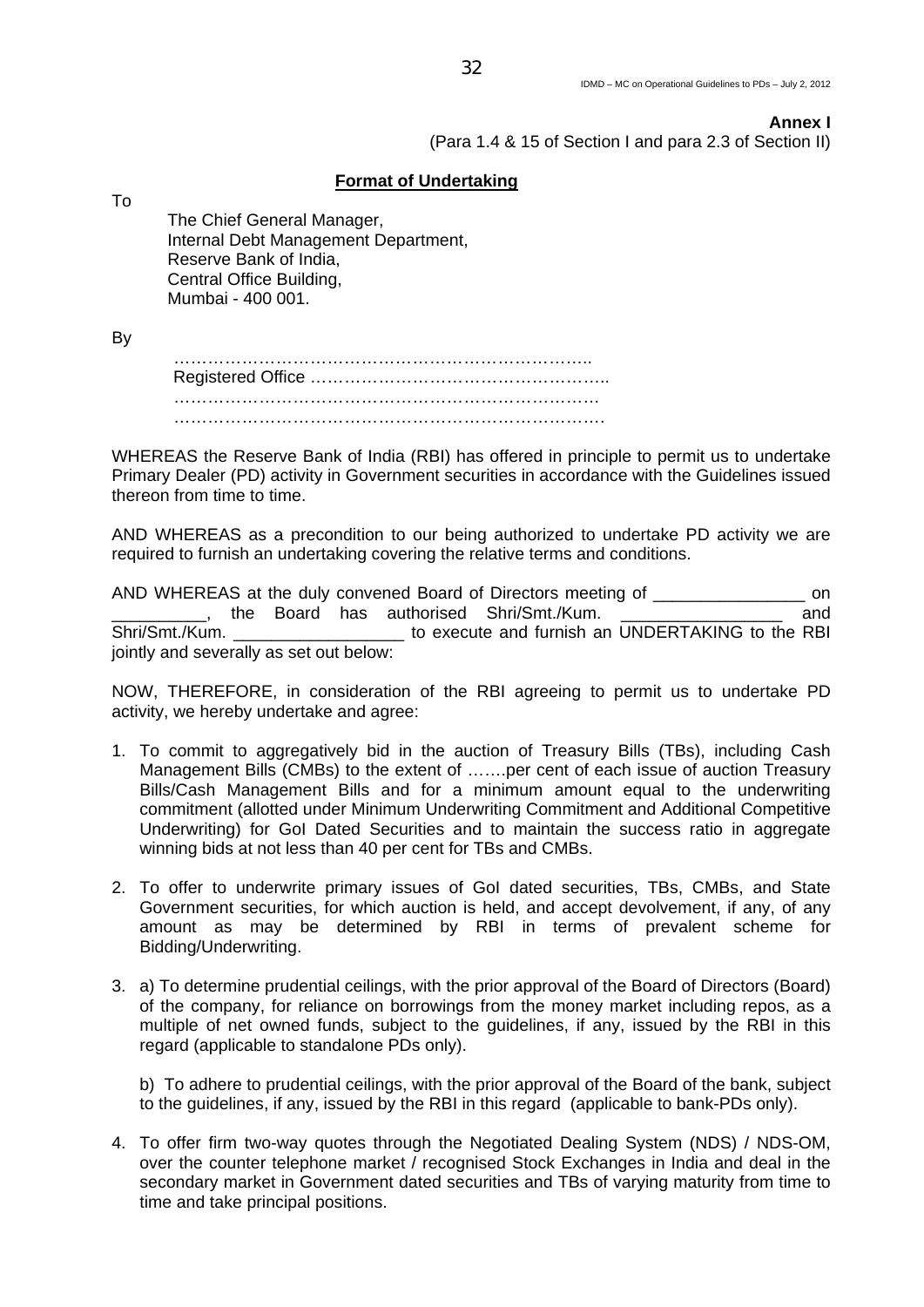**Annex I**
(Para 1.4 & 15 of Section I and para 2.3 of Section II)

**Format of Undertaking**

To

The Chief General Manager,
Internal Debt Management Department,
Reserve Bank of India,
Central Office Building,
Mumbai - 400 001.

By

………………………………………………………………..
Registered Office ……………………………………………..
…………………………………………………………………
………………………………………………………………….

WHEREAS the Reserve Bank of India (RBI) has offered in principle to permit us to undertake Primary Dealer (PD) activity in Government securities in accordance with the Guidelines issued thereon from time to time.

AND WHEREAS as a precondition to our being authorized to undertake PD activity we are required to furnish an undertaking covering the relative terms and conditions.

AND WHEREAS at the duly convened Board of Directors meeting of ________________ on __________, the Board has authorised Shri/Smt./Kum. _________________ and Shri/Smt./Kum. __________________ to execute and furnish an UNDERTAKING to the RBI jointly and severally as set out below:

NOW, THEREFORE, in consideration of the RBI agreeing to permit us to undertake PD activity, we hereby undertake and agree:

1. To commit to aggregatively bid in the auction of Treasury Bills (TBs), including Cash Management Bills (CMBs) to the extent of …….per cent of each issue of auction Treasury Bills/Cash Management Bills and for a minimum amount equal to the underwriting commitment (allotted under Minimum Underwriting Commitment and Additional Competitive Underwriting) for GoI Dated Securities and to maintain the success ratio in aggregate winning bids at not less than 40 per cent for TBs and CMBs.

2. To offer to underwrite primary issues of GoI dated securities, TBs, CMBs, and State Government securities, for which auction is held, and accept devolvement, if any, of any amount as may be determined by RBI in terms of prevalent scheme for Bidding/Underwriting.

3. a) To determine prudential ceilings, with the prior approval of the Board of Directors (Board) of the company, for reliance on borrowings from the money market including repos, as a multiple of net owned funds, subject to the guidelines, if any, issued by the RBI in this regard (applicable to standalone PDs only).

   b) To adhere to prudential ceilings, with the prior approval of the Board of the bank, subject to the guidelines, if any, issued by the RBI in this regard (applicable to bank-PDs only).

4. To offer firm two-way quotes through the Negotiated Dealing System (NDS) / NDS-OM, over the counter telephone market / recognised Stock Exchanges in India and deal in the secondary market in Government dated securities and TBs of varying maturity from time to time and take principal positions.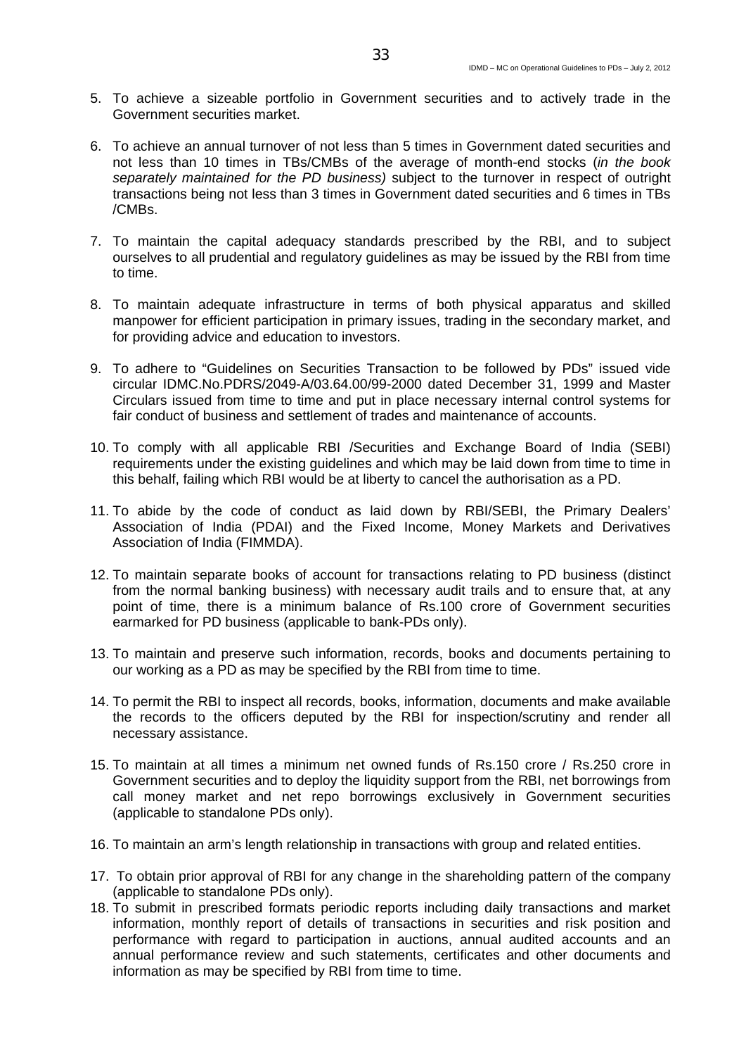5. To achieve a sizeable portfolio in Government securities and to actively trade in the Government securities market.

6. To achieve an annual turnover of not less than 5 times in Government dated securities and not less than 10 times in TBs/CMBs of the average of month-end stocks (*in the book separately maintained for the PD business)* subject to the turnover in respect of outright transactions being not less than 3 times in Government dated securities and 6 times in TBs /CMBs.

7. To maintain the capital adequacy standards prescribed by the RBI, and to subject ourselves to all prudential and regulatory guidelines as may be issued by the RBI from time to time.

8. To maintain adequate infrastructure in terms of both physical apparatus and skilled manpower for efficient participation in primary issues, trading in the secondary market, and for providing advice and education to investors.

9. To adhere to "Guidelines on Securities Transaction to be followed by PDs" issued vide circular IDMC.No.PDRS/2049-A/03.64.00/99-2000 dated December 31, 1999 and Master Circulars issued from time to time and put in place necessary internal control systems for fair conduct of business and settlement of trades and maintenance of accounts.

10. To comply with all applicable RBI /Securities and Exchange Board of India (SEBI) requirements under the existing guidelines and which may be laid down from time to time in this behalf, failing which RBI would be at liberty to cancel the authorisation as a PD.

11. To abide by the code of conduct as laid down by RBI/SEBI, the Primary Dealers' Association of India (PDAI) and the Fixed Income, Money Markets and Derivatives Association of India (FIMMDA).

12. To maintain separate books of account for transactions relating to PD business (distinct from the normal banking business) with necessary audit trails and to ensure that, at any point of time, there is a minimum balance of Rs.100 crore of Government securities earmarked for PD business (applicable to bank-PDs only).

13. To maintain and preserve such information, records, books and documents pertaining to our working as a PD as may be specified by the RBI from time to time.

14. To permit the RBI to inspect all records, books, information, documents and make available the records to the officers deputed by the RBI for inspection/scrutiny and render all necessary assistance.

15. To maintain at all times a minimum net owned funds of Rs.150 crore / Rs.250 crore in Government securities and to deploy the liquidity support from the RBI, net borrowings from call money market and net repo borrowings exclusively in Government securities (applicable to standalone PDs only).

16. To maintain an arm's length relationship in transactions with group and related entities.

17. To obtain prior approval of RBI for any change in the shareholding pattern of the company (applicable to standalone PDs only).

18. To submit in prescribed formats periodic reports including daily transactions and market information, monthly report of details of transactions in securities and risk position and performance with regard to participation in auctions, annual audited accounts and an annual performance review and such statements, certificates and other documents and information as may be specified by RBI from time to time.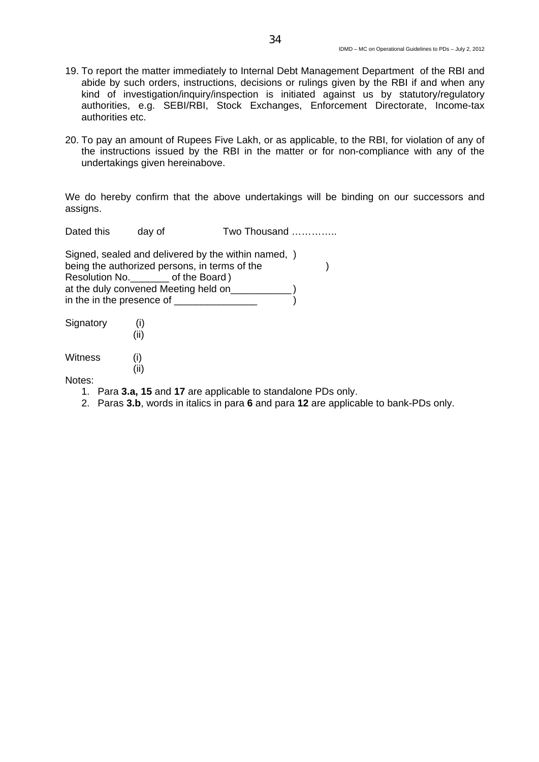19. To report the matter immediately to Internal Debt Management Department of the RBI and abide by such orders, instructions, decisions or rulings given by the RBI if and when any kind of investigation/inquiry/inspection is initiated against us by statutory/regulatory authorities, e.g. SEBI/RBI, Stock Exchanges, Enforcement Directorate, Income-tax authorities etc.

20. To pay an amount of Rupees Five Lakh, or as applicable, to the RBI, for violation of any of the instructions issued by the RBI in the matter or for non-compliance with any of the undertakings given hereinabove.

We do hereby confirm that the above undertakings will be binding on our successors and assigns.

Dated this day of Two Thousand …………..

Signed, sealed and delivered by the within named, )
being the authorized persons, in terms of the )
Resolution No._______ of the Board )
at the duly convened Meeting held on___________)
in the in the presence of _______________ )

Signatory (i)
(ii)

Witness (i)
(ii)

Notes:

1. Para **3.a, 15** and **17** are applicable to standalone PDs only.
2. Paras **3.b**, words in italics in para **6** and para **12** are applicable to bank-PDs only.